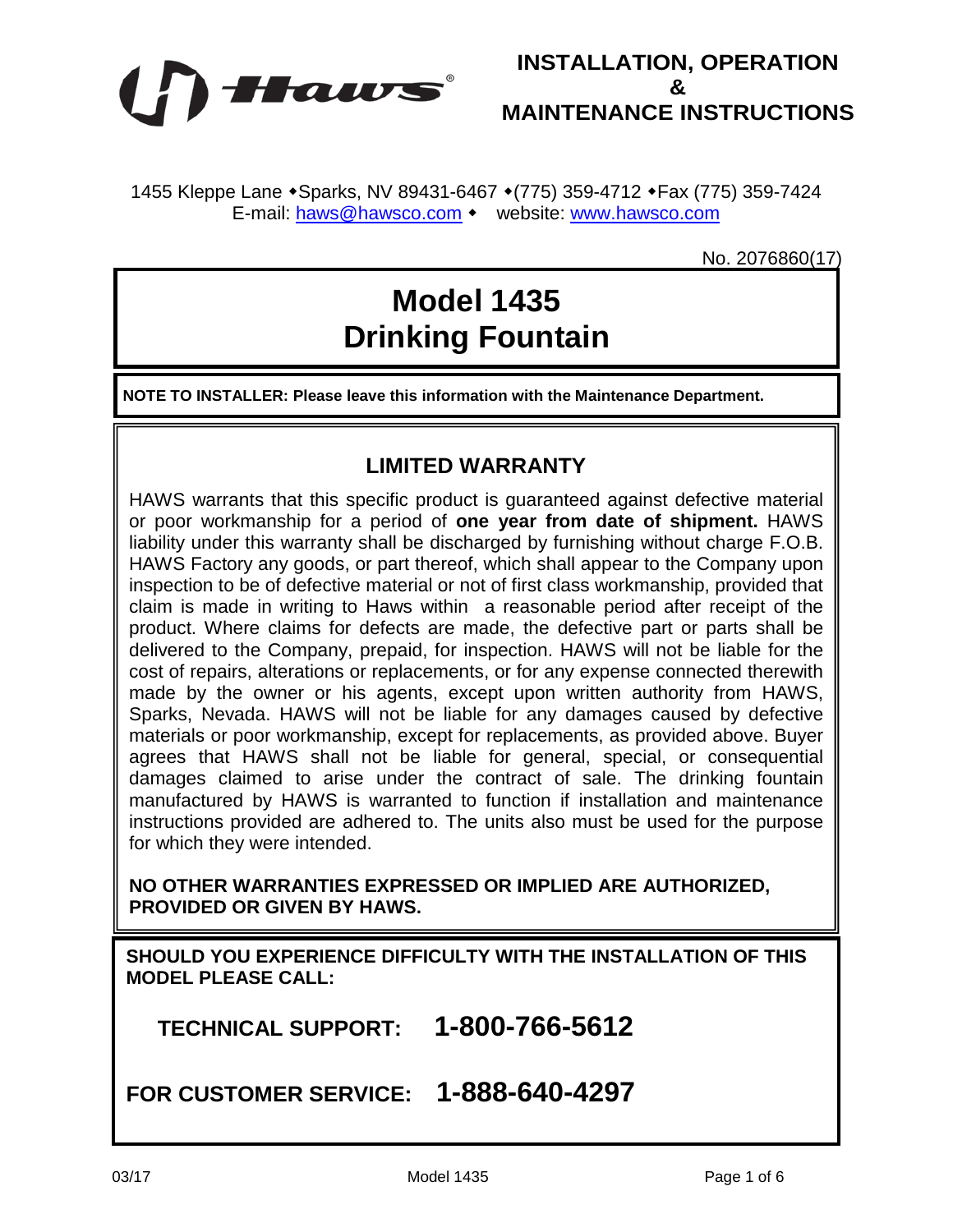# INSTALLATION, OPERATION & MAINTENANCE INSTRUCTIONS

1455 Kleppe Lane • Sparks, NV 89431-6467 • (775) 359-4712 • Fax (775) 359-7424
E-mail: haws@hawsco.com • website: www.hawsco.com

No. 2076860(17)

# Model 1435
# Drinking Fountain

**NOTE TO INSTALLER: Please leave this information with the Maintenance Department.**

## LIMITED WARRANTY

HAWS warrants that this specific product is guaranteed against defective material or poor workmanship for a period of **one year from date of shipment.** HAWS liability under this warranty shall be discharged by furnishing without charge F.O.B. HAWS Factory any goods, or part thereof, which shall appear to the Company upon inspection to be of defective material or not of first class workmanship, provided that claim is made in writing to Haws within a reasonable period after receipt of the product. Where claims for defects are made, the defective part or parts shall be delivered to the Company, prepaid, for inspection. HAWS will not be liable for the cost of repairs, alterations or replacements, or for any expense connected therewith made by the owner or his agents, except upon written authority from HAWS, Sparks, Nevada. HAWS will not be liable for any damages caused by defective materials or poor workmanship, except for replacements, as provided above. Buyer agrees that HAWS shall not be liable for general, special, or consequential damages claimed to arise under the contract of sale. The drinking fountain manufactured by HAWS is warranted to function if installation and maintenance instructions provided are adhered to. The units also must be used for the purpose for which they were intended.

**NO OTHER WARRANTIES EXPRESSED OR IMPLIED ARE AUTHORIZED, PROVIDED OR GIVEN BY HAWS.**

**SHOULD YOU EXPERIENCE DIFFICULTY WITH THE INSTALLATION OF THIS MODEL PLEASE CALL:**

**TECHNICAL SUPPORT: 1-800-766-5612**

**FOR CUSTOMER SERVICE: 1-888-640-4297**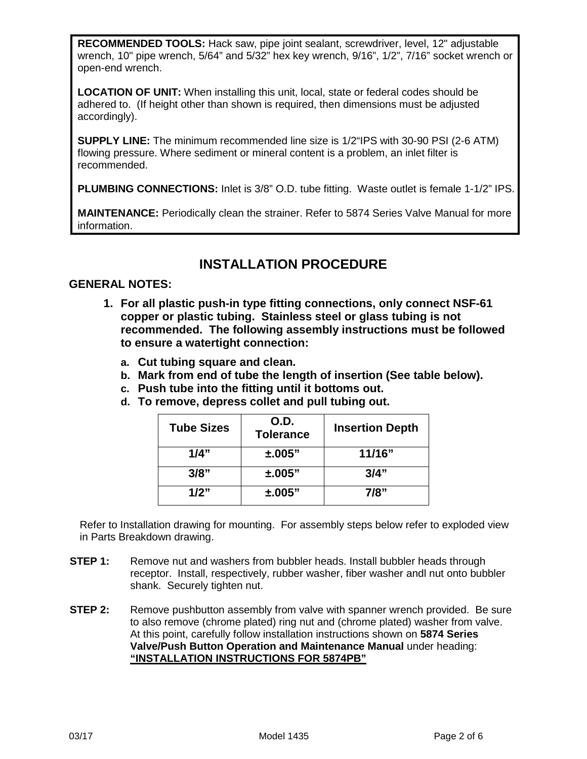**RECOMMENDED TOOLS:** Hack saw, pipe joint sealant, screwdriver, level, 12" adjustable wrench, 10" pipe wrench, 5/64" and 5/32" hex key wrench, 9/16", 1/2", 7/16" socket wrench or open-end wrench.

**LOCATION OF UNIT:** When installing this unit, local, state or federal codes should be adhered to. (If height other than shown is required, then dimensions must be adjusted accordingly).

**SUPPLY LINE:** The minimum recommended line size is 1/2"IPS with 30-90 PSI (2-6 ATM) flowing pressure. Where sediment or mineral content is a problem, an inlet filter is recommended.

**PLUMBING CONNECTIONS:** Inlet is 3/8" O.D. tube fitting. Waste outlet is female 1-1/2" IPS.

**MAINTENANCE:** Periodically clean the strainer. Refer to 5874 Series Valve Manual for more information.

# INSTALLATION PROCEDURE

**GENERAL NOTES:**

1. **For all plastic push-in type fitting connections, only connect NSF-61 copper or plastic tubing. Stainless steel or glass tubing is not recommended. The following assembly instructions must be followed to ensure a watertight connection:**
   a. **Cut tubing square and clean.**
   b. **Mark from end of tube the length of insertion (See table below).**
   c. **Push tube into the fitting until it bottoms out.**
   d. **To remove, depress collet and pull tubing out.**

| Tube Sizes | O.D. Tolerance | Insertion Depth |
|---|---|---|
| 1/4" | ±.005" | 11/16" |
| 3/8" | ±.005" | 3/4" |
| 1/2" | ±.005" | 7/8" |

Refer to Installation drawing for mounting. For assembly steps below refer to exploded view in Parts Breakdown drawing.

**STEP 1:** Remove nut and washers from bubbler heads. Install bubbler heads through receptor. Install, respectively, rubber washer, fiber washer andl nut onto bubbler shank. Securely tighten nut.

**STEP 2:** Remove pushbutton assembly from valve with spanner wrench provided. Be sure to also remove (chrome plated) ring nut and (chrome plated) washer from valve. At this point, carefully follow installation instructions shown on **5874 Series Valve/Push Button Operation and Maintenance Manual** under heading: **"INSTALLATION INSTRUCTIONS FOR 5874PB"**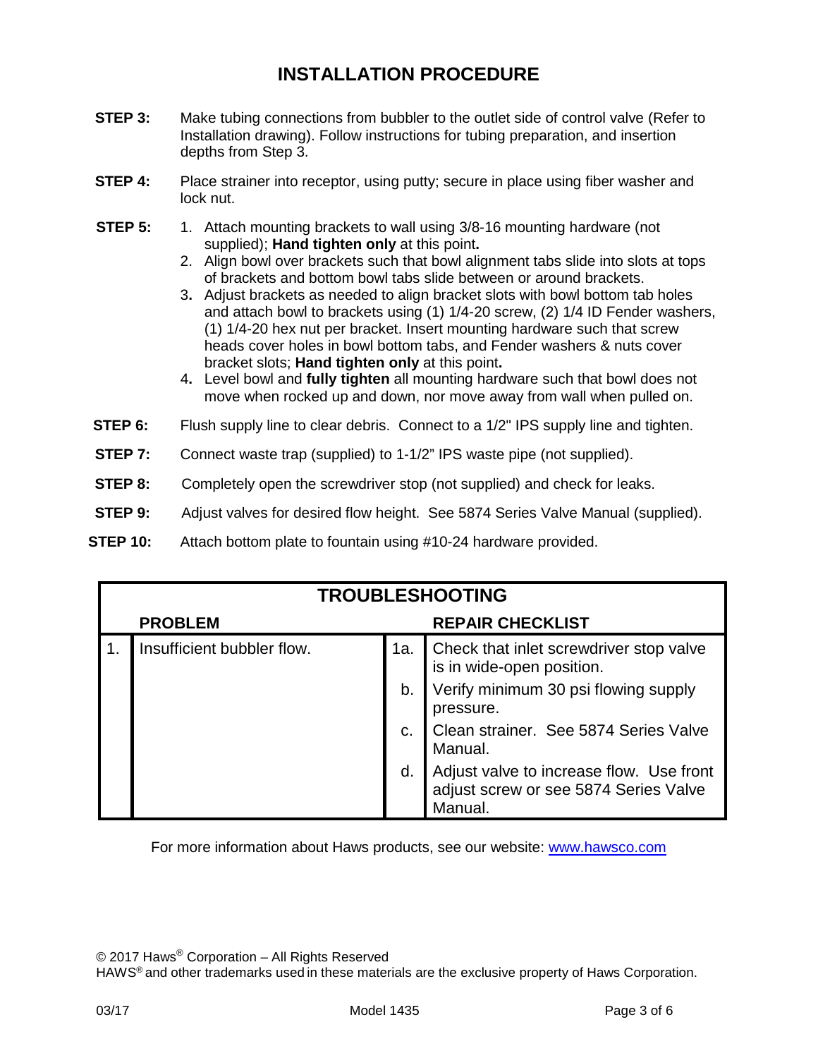# INSTALLATION PROCEDURE

**STEP 3:** Make tubing connections from bubbler to the outlet side of control valve (Refer to Installation drawing). Follow instructions for tubing preparation, and insertion depths from Step 3.

**STEP 4:** Place strainer into receptor, using putty; secure in place using fiber washer and lock nut.

**STEP 5:**

1. Attach mounting brackets to wall using 3/8-16 mounting hardware (not supplied); **Hand tighten only** at this point**.**
2. Align bowl over brackets such that bowl alignment tabs slide into slots at tops of brackets and bottom bowl tabs slide between or around brackets.
3. Adjust brackets as needed to align bracket slots with bowl bottom tab holes and attach bowl to brackets using (1) 1/4-20 screw, (2) 1/4 ID Fender washers, (1) 1/4-20 hex nut per bracket. Insert mounting hardware such that screw heads cover holes in bowl bottom tabs, and Fender washers & nuts cover bracket slots; **Hand tighten only** at this point**.**
4. Level bowl and **fully tighten** all mounting hardware such that bowl does not move when rocked up and down, nor move away from wall when pulled on.

**STEP 6:** Flush supply line to clear debris. Connect to a 1/2" IPS supply line and tighten.

**STEP 7:** Connect waste trap (supplied) to 1-1/2" IPS waste pipe (not supplied).

**STEP 8:** Completely open the screwdriver stop (not supplied) and check for leaks.

**STEP 9:** Adjust valves for desired flow height. See 5874 Series Valve Manual (supplied).

**STEP 10:** Attach bottom plate to fountain using #10-24 hardware provided.

## TROUBLESHOOTING

| | PROBLEM | | REPAIR CHECKLIST |
|---|---|---|---|
| 1. | Insufficient bubbler flow. | 1a. | Check that inlet screwdriver stop valve is in wide-open position. |
| | | b. | Verify minimum 30 psi flowing supply pressure. |
| | | c. | Clean strainer. See 5874 Series Valve Manual. |
| | | d. | Adjust valve to increase flow. Use front adjust screw or see 5874 Series Valve Manual. |

For more information about Haws products, see our website: www.hawsco.com

© 2017 Haws® Corporation – All Rights Reserved
HAWS® and other trademarks used in these materials are the exclusive property of Haws Corporation.

03/17 Model 1435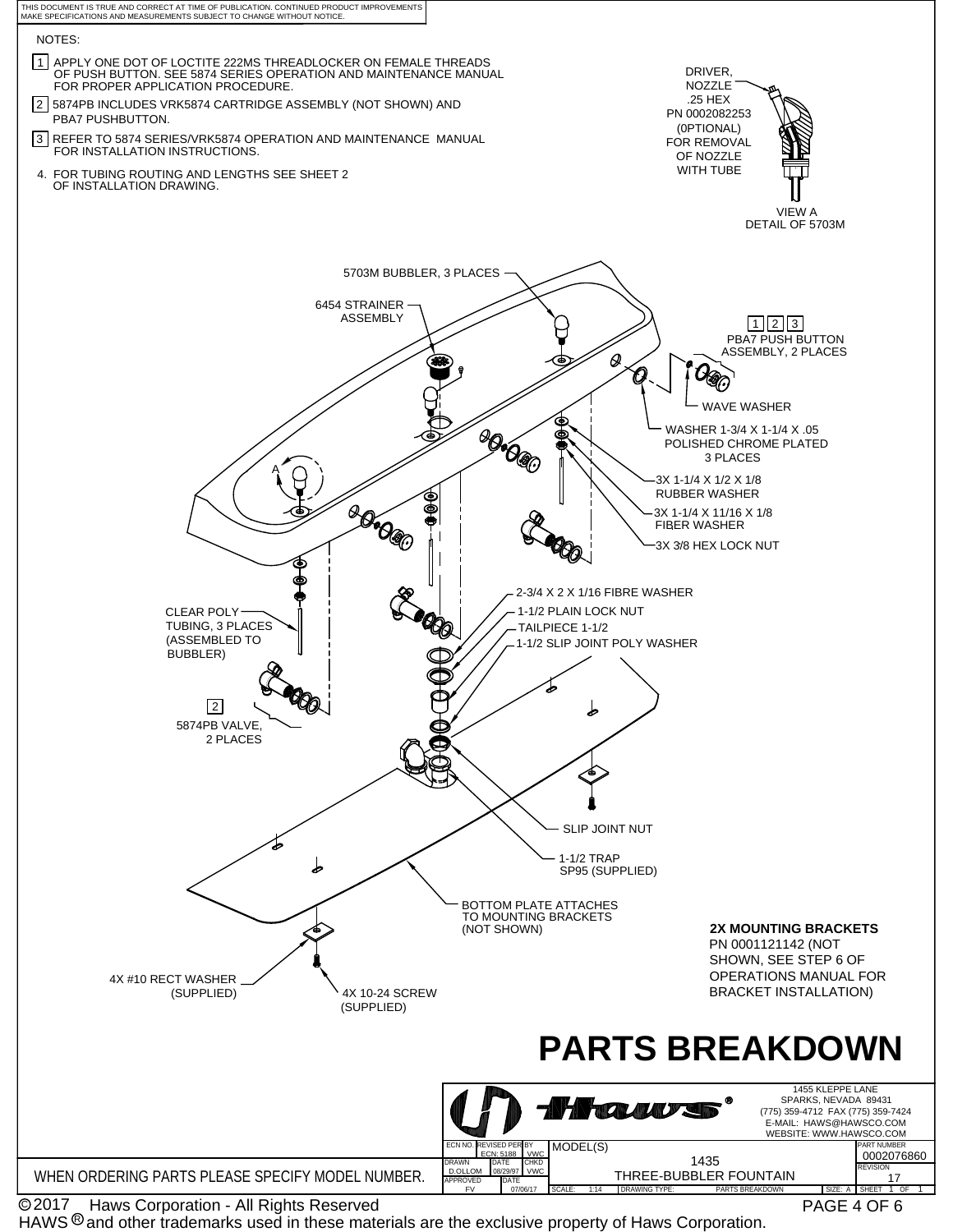THIS DOCUMENT IS TRUE AND CORRECT AT TIME OF PUBLICATION. CONTINUED PRODUCT IMPROVEMENTS MAKE SPECIFICATIONS AND MEASUREMENTS SUBJECT TO CHANGE WITHOUT NOTICE.

NOTES:

1. APPLY ONE DOT OF LOCTITE 222MS THREADLOCKER ON FEMALE THREADS OF PUSH BUTTON. SEE 5874 SERIES OPERATION AND MAINTENANCE MANUAL FOR PROPER APPLICATION PROCEDURE.
2. 5874PB INCLUDES VRK5874 CARTRIDGE ASSEMBLY (NOT SHOWN) AND PBA7 PUSHBUTTON.
3. REFER TO 5874 SERIES/VRK5874 OPERATION AND MAINTENANCE MANUAL FOR INSTALLATION INSTRUCTIONS.
4. FOR TUBING ROUTING AND LENGTHS SEE SHEET 2 OF INSTALLATION DRAWING.

DRIVER, NOZZLE .25 HEX PN 0002082253 (0PTIONAL) FOR REMOVAL OF NOZZLE WITH TUBE

VIEW A
DETAIL OF 5703M

5703M BUBBLER, 3 PLACES

6454 STRAINER ASSEMBLY

[1] [2] [3] PBA7 PUSH BUTTON ASSEMBLY, 2 PLACES

WAVE WASHER

WASHER 1-3/4 X 1-1/4 X .05 POLISHED CHROME PLATED 3 PLACES

3X 1-1/4 X 1/2 X 1/8 RUBBER WASHER

3X 1-1/4 X 11/16 X 1/8 FIBER WASHER

3X 3/8 HEX LOCK NUT

A

2-3/4 X 2 X 1/16 FIBRE WASHER

1-1/2 PLAIN LOCK NUT

TAILPIECE 1-1/2

1-1/2 SLIP JOINT POLY WASHER

CLEAR POLY TUBING, 3 PLACES (ASSEMBLED TO BUBBLER)

[2] 5874PB VALVE, 2 PLACES

SLIP JOINT NUT

1-1/2 TRAP SP95 (SUPPLIED)

BOTTOM PLATE ATTACHES TO MOUNTING BRACKETS (NOT SHOWN)

**2X MOUNTING BRACKETS** PN 0001121142 (NOT SHOWN, SEE STEP 6 OF OPERATIONS MANUAL FOR BRACKET INSTALLATION)

4X #10 RECT WASHER (SUPPLIED)

4X 10-24 SCREW (SUPPLIED)

# PARTS BREAKDOWN

Haws®

1455 KLEPPE LANE
SPARKS, NEVADA 89431
(775) 359-4712 FAX (775) 359-7424
E-MAIL: HAWS@HAWSCO.COM
WEBSITE: WWW.HAWSCO.COM

| ECN NO. | REVISED PER ECN: 5188 | BY VWC | MODEL(S) 1435 | PART NUMBER 0002076860 |
|---|---|---|---|---|
| DRAWN D.OLLOM | DATE 08/29/97 | CHKD VWC | THREE-BUBBLER FOUNTAIN | REVISION 17 |
| APPROVED FV | DATE 07/06/17 | SCALE: 1:14 | DRAWING TYPE: PARTS BREAKDOWN | SIZE: A SHEET 1 OF 1 |

WHEN ORDERING PARTS PLEASE SPECIFY MODEL NUMBER.

©2017 Haws Corporation - All Rights Reserved
HAWS® and other trademarks used in these materials are the exclusive property of Haws Corporation.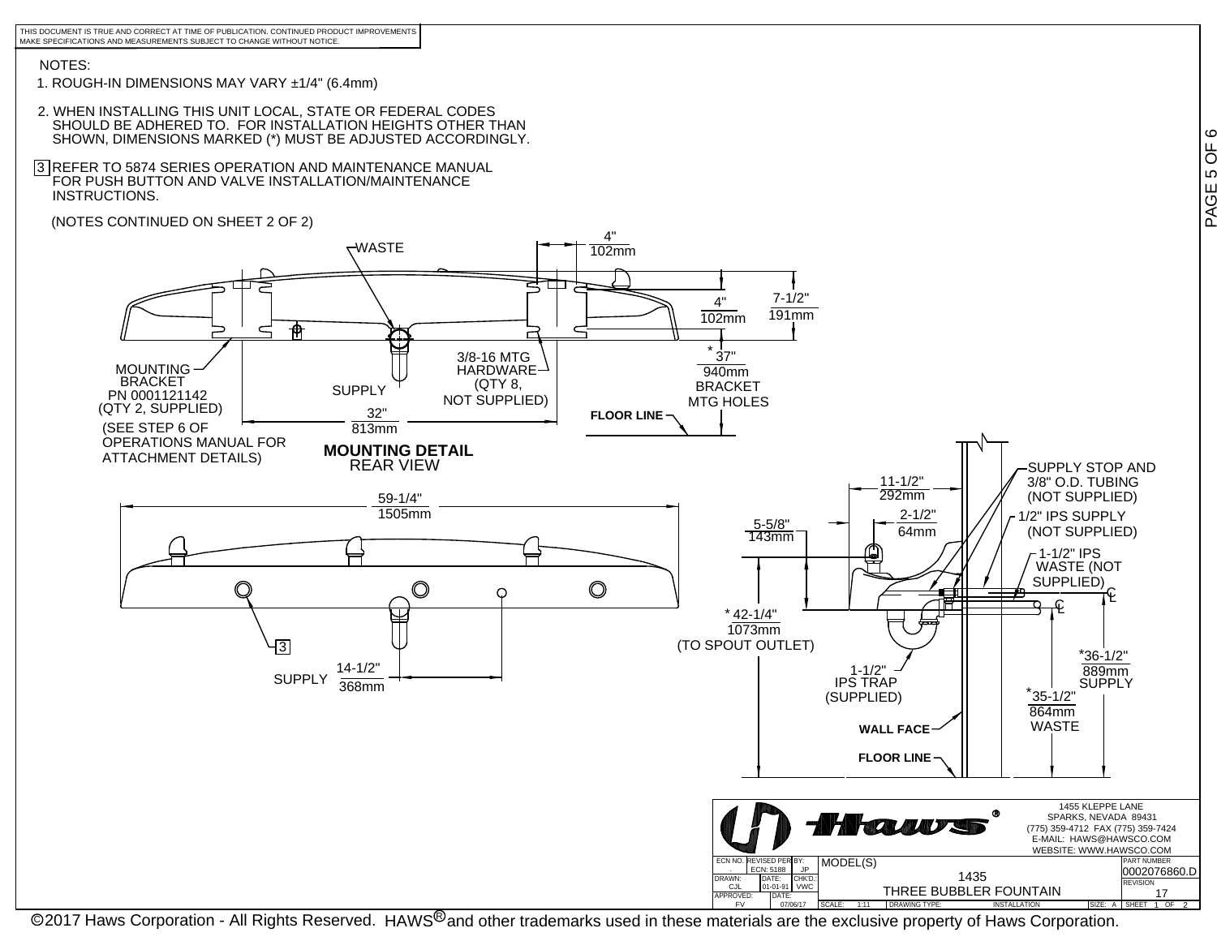THIS DOCUMENT IS TRUE AND CORRECT AT TIME OF PUBLICATION. CONTINUED PRODUCT IMPROVEMENTS MAKE SPECIFICATIONS AND MEASUREMENTS SUBJECT TO CHANGE WITHOUT NOTICE.

NOTES:

1. ROUGH-IN DIMENSIONS MAY VARY ±1/4" (6.4mm)
2. WHEN INSTALLING THIS UNIT LOCAL, STATE OR FEDERAL CODES SHOULD BE ADHERED TO. FOR INSTALLATION HEIGHTS OTHER THAN SHOWN, DIMENSIONS MARKED (*) MUST BE ADJUSTED ACCORDINGLY.
3. REFER TO 5874 SERIES OPERATION AND MAINTENANCE MANUAL FOR PUSH BUTTON AND VALVE INSTALLATION/MAINTENANCE INSTRUCTIONS.

(NOTES CONTINUED ON SHEET 2 OF 2)

## MOUNTING DETAIL
REAR VIEW

- WASTE
- SUPPLY
- MOUNTING BRACKET PN 0001121142 (QTY 2, SUPPLIED) (SEE STEP 6 OF OPERATIONS MANUAL FOR ATTACHMENT DETAILS)
- 3/8-16 MTG HARDWARE (QTY 8, NOT SUPPLIED)
- 4" / 102mm
- 4" / 102mm
- 7-1/2" / 191mm
- * 37" / 940mm BRACKET MTG HOLES
- 32" / 813mm
- FLOOR LINE

## FRONT VIEW

- 59-1/4" / 1505mm
- 3
- SUPPLY 14-1/2" / 368mm

## SIDE VIEW

- 11-1/2" / 292mm
- 2-1/2" / 64mm
- 5-5/8" / 143mm
- * 42-1/4" / 1073mm (TO SPOUT OUTLET)
- SUPPLY STOP AND 3/8" O.D. TUBING (NOT SUPPLIED)
- 1/2" IPS SUPPLY (NOT SUPPLIED)
- 1-1/2" IPS WASTE (NOT SUPPLIED)
- 1-1/2" IPS TRAP (SUPPLIED)
- *36-1/2" / 889mm SUPPLY
- *35-1/2" / 864mm WASTE
- WALL FACE
- FLOOR LINE

**Haws®**
1455 KLEPPE LANE
SPARKS, NEVADA 89431
(775) 359-4712 FAX (775) 359-7424
E-MAIL: HAWS@HAWSCO.COM
WEBSITE: WWW.HAWSCO.COM

| ECN NO. | REVISED PER | BY: | MODEL(S) | PART NUMBER |
|---|---|---|---|---|
| . | ECN: 5188 | JP | 1435 | 0002076860.D |
| DRAWN: CJL | DATE: 01-01-91 | CHK'D.: VWC | THREE BUBBLER FOUNTAIN | REVISION 17 |
| APPROVED: FV | DATE: 07/06/17 | | SCALE: 1:11 DRAWING TYPE: INSTALLATION SIZE: A | SHEET 1 OF 2 |

©2017 Haws Corporation - All Rights Reserved. HAWS® and other trademarks used in these materials are the exclusive property of Haws Corporation.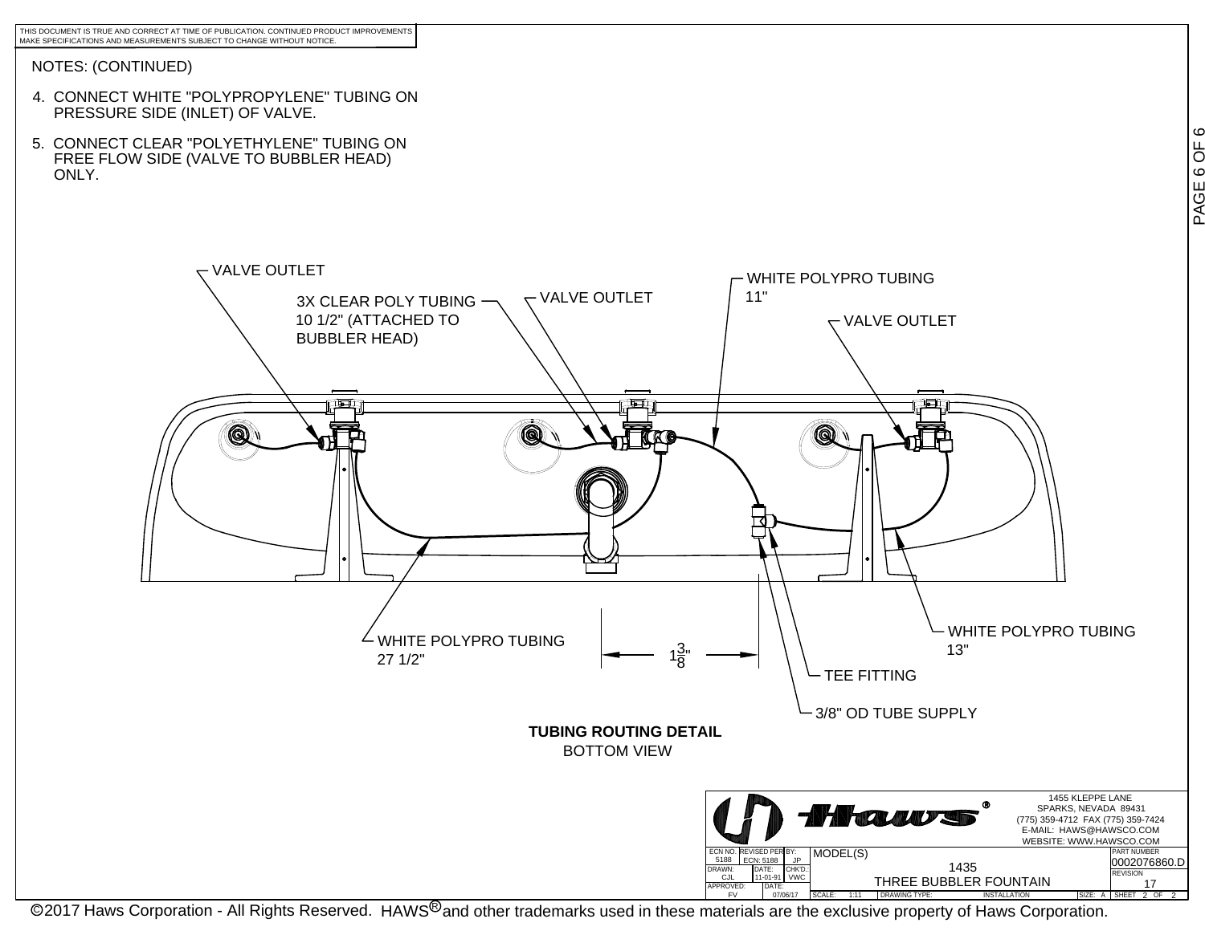THIS DOCUMENT IS TRUE AND CORRECT AT TIME OF PUBLICATION. CONTINUED PRODUCT IMPROVEMENTS MAKE SPECIFICATIONS AND MEASUREMENTS SUBJECT TO CHANGE WITHOUT NOTICE.

NOTES: (CONTINUED)

4. CONNECT WHITE "POLYPROPYLENE" TUBING ON PRESSURE SIDE (INLET) OF VALVE.
5. CONNECT CLEAR "POLYETHYLENE" TUBING ON FREE FLOW SIDE (VALVE TO BUBBLER HEAD) ONLY.

VALVE OUTLET

3X CLEAR POLY TUBING 10 1/2" (ATTACHED TO BUBBLER HEAD)

VALVE OUTLET

WHITE POLYPRO TUBING 11"

VALVE OUTLET

WHITE POLYPRO TUBING 27 1/2"

$1\frac{3}{8}$"

WHITE POLYPRO TUBING 13"

TEE FITTING

3/8" OD TUBE SUPPLY

**TUBING ROUTING DETAIL**

BOTTOM VIEW

Haws®

1455 KLEPPE LANE
SPARKS, NEVADA 89431
(775) 359-4712 FAX (775) 359-7424
E-MAIL: HAWS@HAWSCO.COM
WEBSITE: WWW.HAWSCO.COM

| | | | | |
|---|---|---|---|---|
| ECN NO. 5188 | REVISED PER ECN: 5188 | BY: JP | MODEL(S) 1435 THREE BUBBLER FOUNTAIN | PART NUMBER 0002076860.D |
| DRAWN: CJL | DATE: 11-01-91 | CHK'D.: VWC | | REVISION 17 |
| APPROVED: FV | DATE: 07/06/17 | | SCALE: 1:11 DRAWING TYPE: INSTALLATION SIZE: A | SHEET 2 OF 2 |

©2017 Haws Corporation - All Rights Reserved. HAWS® and other trademarks used in these materials are the exclusive property of Haws Corporation.